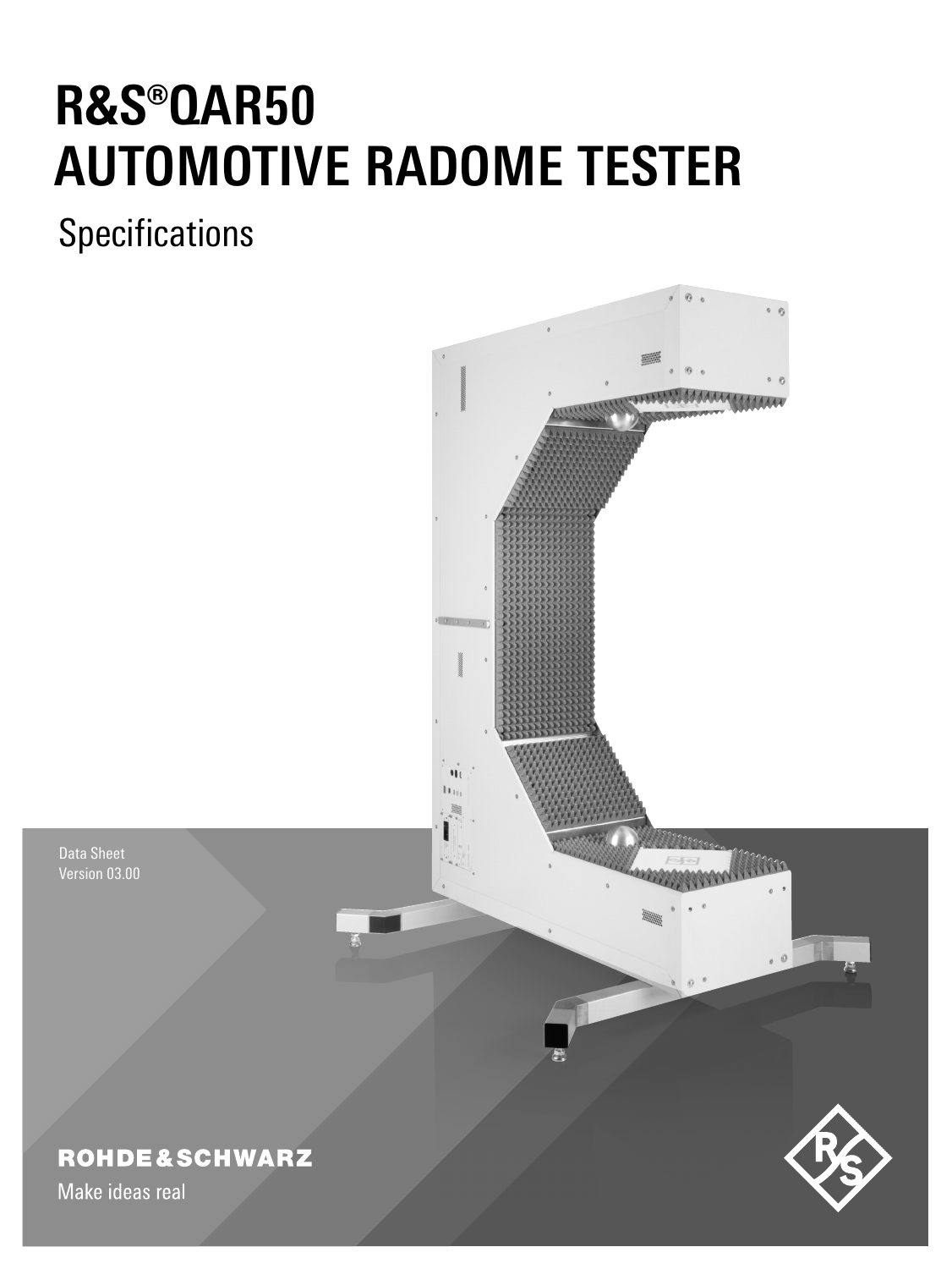# R&S®QAR50 AUTOMOTIVE RADOME TESTER

## Specifications

Data Sheet
Version 03.00

ROHDE&SCHWARZ

Make ideas real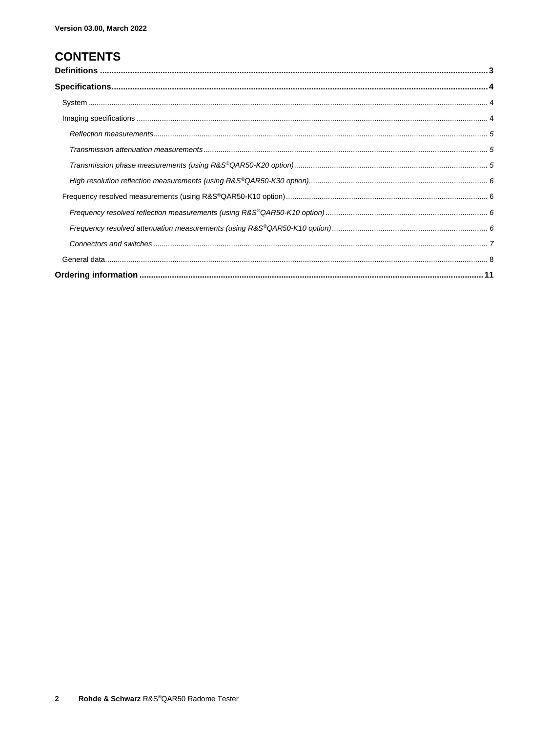Version 03.00, March 2022

# CONTENTS

**Definitions** .......... 3

**Specifications** .......... 4

- System .......... 4
- Imaging specifications .......... 4
  - *Reflection measurements* .......... 5
  - *Transmission attenuation measurements* .......... 5
  - *Transmission phase measurements (using R&S®QAR50-K20 option)* .......... 5
  - *High resolution reflection measurements (using R&S®QAR50-K30 option)* .......... 6
- Frequency resolved measurements (using R&S®QAR50-K10 option) .......... 6
  - *Frequency resolved reflection measurements (using R&S®QAR50-K10 option)* .......... 6
  - *Frequency resolved attenuation measurements (using R&S®QAR50-K10 option)* .......... 6
  - *Connectors and switches* .......... 7
- General data .......... 8

**Ordering information** .......... 11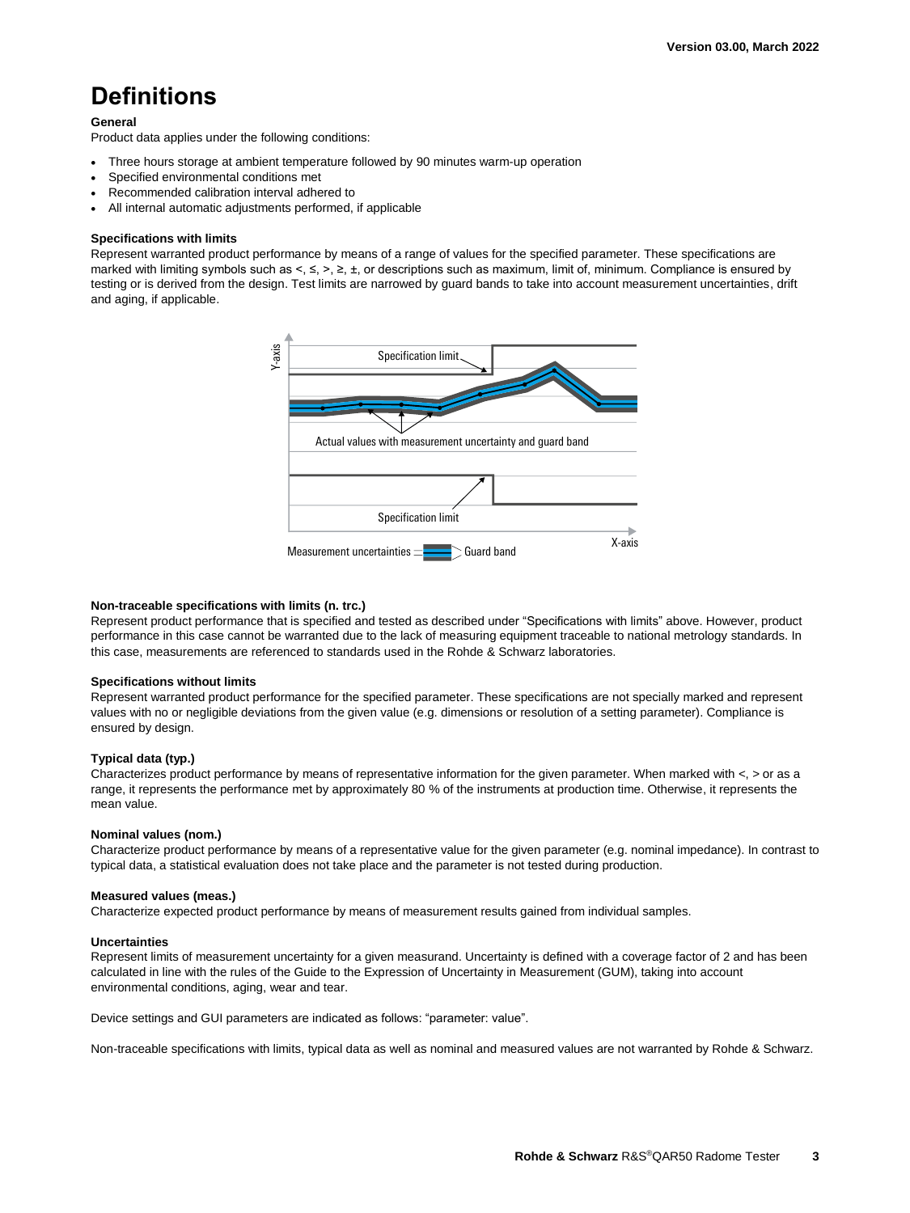# Definitions

**General**

Product data applies under the following conditions:

- Three hours storage at ambient temperature followed by 90 minutes warm-up operation
- Specified environmental conditions met
- Recommended calibration interval adhered to
- All internal automatic adjustments performed, if applicable

**Specifications with limits**

Represent warranted product performance by means of a range of values for the specified parameter. These specifications are marked with limiting symbols such as <, ≤, >, ≥, ±, or descriptions such as maximum, limit of, minimum. Compliance is ensured by testing or is derived from the design. Test limits are narrowed by guard bands to take into account measurement uncertainties, drift and aging, if applicable.

**Non-traceable specifications with limits (n. trc.)**

Represent product performance that is specified and tested as described under "Specifications with limits" above. However, product performance in this case cannot be warranted due to the lack of measuring equipment traceable to national metrology standards. In this case, measurements are referenced to standards used in the Rohde & Schwarz laboratories.

**Specifications without limits**

Represent warranted product performance for the specified parameter. These specifications are not specially marked and represent values with no or negligible deviations from the given value (e.g. dimensions or resolution of a setting parameter). Compliance is ensured by design.

**Typical data (typ.)**

Characterizes product performance by means of representative information for the given parameter. When marked with <, > or as a range, it represents the performance met by approximately 80 % of the instruments at production time. Otherwise, it represents the mean value.

**Nominal values (nom.)**

Characterize product performance by means of a representative value for the given parameter (e.g. nominal impedance). In contrast to typical data, a statistical evaluation does not take place and the parameter is not tested during production.

**Measured values (meas.)**

Characterize expected product performance by means of measurement results gained from individual samples.

**Uncertainties**

Represent limits of measurement uncertainty for a given measurand. Uncertainty is defined with a coverage factor of 2 and has been calculated in line with the rules of the Guide to the Expression of Uncertainty in Measurement (GUM), taking into account environmental conditions, aging, wear and tear.

Device settings and GUI parameters are indicated as follows: "parameter: value".

Non-traceable specifications with limits, typical data as well as nominal and measured values are not warranted by Rohde & Schwarz.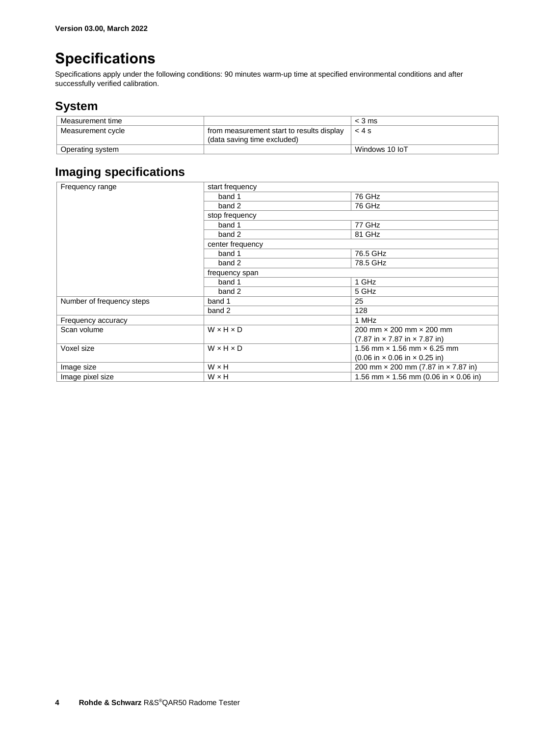Version 03.00, March 2022

# Specifications

Specifications apply under the following conditions: 90 minutes warm-up time at specified environmental conditions and after successfully verified calibration.

## System

| | | |
|---|---|---|
| Measurement time | | < 3 ms |
| Measurement cycle | from measurement start to results display (data saving time excluded) | < 4 s |
| Operating system | | Windows 10 IoT |

## Imaging specifications

| | | |
|---|---|---|
| Frequency range | start frequency | |
| | band 1 | 76 GHz |
| | band 2 | 76 GHz |
| | stop frequency | |
| | band 1 | 77 GHz |
| | band 2 | 81 GHz |
| | center frequency | |
| | band 1 | 76.5 GHz |
| | band 2 | 78.5 GHz |
| | frequency span | |
| | band 1 | 1 GHz |
| | band 2 | 5 GHz |
| Number of frequency steps | band 1 | 25 |
| | band 2 | 128 |
| Frequency accuracy | | 1 MHz |
| Scan volume | W × H × D | 200 mm × 200 mm × 200 mm (7.87 in × 7.87 in × 7.87 in) |
| Voxel size | W × H × D | 1.56 mm × 1.56 mm × 6.25 mm (0.06 in × 0.06 in × 0.25 in) |
| Image size | W × H | 200 mm × 200 mm (7.87 in × 7.87 in) |
| Image pixel size | W × H | 1.56 mm × 1.56 mm (0.06 in × 0.06 in) |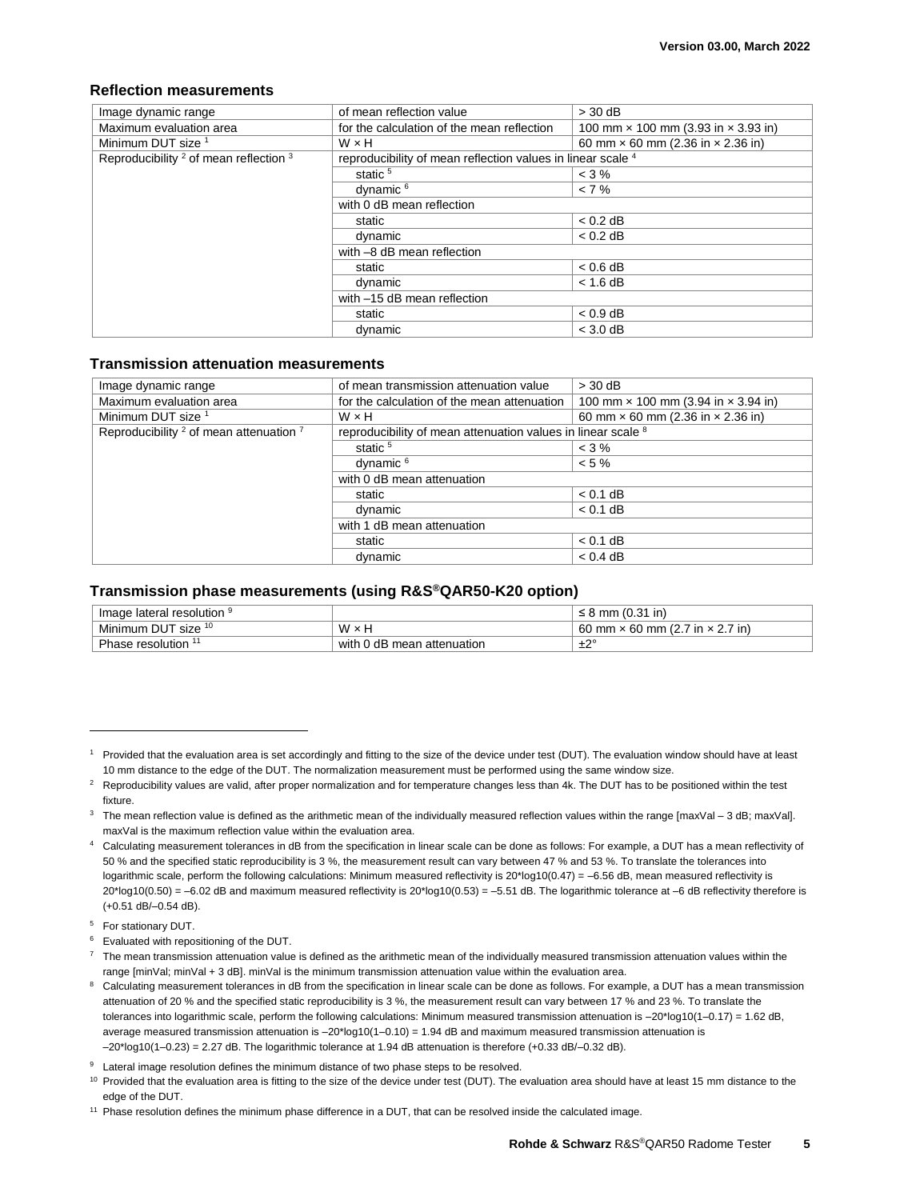### Reflection measurements

| Image dynamic range | of mean reflection value | > 30 dB |
|---|---|---|
| Maximum evaluation area | for the calculation of the mean reflection | 100 mm × 100 mm (3.93 in × 3.93 in) |
| Minimum DUT size [1] | W × H | 60 mm × 60 mm (2.36 in × 2.36 in) |
| Reproducibility [2] of mean reflection [3] | reproducibility of mean reflection values in linear scale [4] | |
| | static [5] | < 3 % |
| | dynamic [6] | < 7 % |
| | with 0 dB mean reflection | |
| | static | < 0.2 dB |
| | dynamic | < 0.2 dB |
| | with –8 dB mean reflection | |
| | static | < 0.6 dB |
| | dynamic | < 1.6 dB |
| | with –15 dB mean reflection | |
| | static | < 0.9 dB |
| | dynamic | < 3.0 dB |

### Transmission attenuation measurements

| Image dynamic range | of mean transmission attenuation value | > 30 dB |
|---|---|---|
| Maximum evaluation area | for the calculation of the mean attenuation | 100 mm × 100 mm (3.94 in × 3.94 in) |
| Minimum DUT size [1] | W × H | 60 mm × 60 mm (2.36 in × 2.36 in) |
| Reproducibility [2] of mean attenuation [7] | reproducibility of mean attenuation values in linear scale [8] | |
| | static [5] | < 3 % |
| | dynamic [6] | < 5 % |
| | with 0 dB mean attenuation | |
| | static | < 0.1 dB |
| | dynamic | < 0.1 dB |
| | with 1 dB mean attenuation | |
| | static | < 0.1 dB |
| | dynamic | < 0.4 dB |

### Transmission phase measurements (using R&S®QAR50-K20 option)

| Image lateral resolution [9] | | ≤ 8 mm (0.31 in) |
|---|---|---|
| Minimum DUT size [10] | W × H | 60 mm × 60 mm (2.7 in × 2.7 in) |
| Phase resolution [11] | with 0 dB mean attenuation | ±2° |

---

[1] Provided that the evaluation area is set accordingly and fitting to the size of the device under test (DUT). The evaluation window should have at least 10 mm distance to the edge of the DUT. The normalization measurement must be performed using the same window size.

[2] Reproducibility values are valid, after proper normalization and for temperature changes less than 4k. The DUT has to be positioned within the test fixture.

[3] The mean reflection value is defined as the arithmetic mean of the individually measured reflection values within the range [maxVal – 3 dB; maxVal]. maxVal is the maximum reflection value within the evaluation area.

[4] Calculating measurement tolerances in dB from the specification in linear scale can be done as follows: For example, a DUT has a mean reflectivity of 50 % and the specified static reproducibility is 3 %, the measurement result can vary between 47 % and 53 %. To translate the tolerances into logarithmic scale, perform the following calculations: Minimum measured reflectivity is 20*log10(0.47) = –6.56 dB, mean measured reflectivity is 20*log10(0.50) = –6.02 dB and maximum measured reflectivity is 20*log10(0.53) = –5.51 dB. The logarithmic tolerance at –6 dB reflectivity therefore is (+0.51 dB/–0.54 dB).

[5] For stationary DUT.

[6] Evaluated with repositioning of the DUT.

[7] The mean transmission attenuation value is defined as the arithmetic mean of the individually measured transmission attenuation values within the range [minVal; minVal + 3 dB]. minVal is the minimum transmission attenuation value within the evaluation area.

[8] Calculating measurement tolerances in dB from the specification in linear scale can be done as follows. For example, a DUT has a mean transmission attenuation of 20 % and the specified static reproducibility is 3 %, the measurement result can vary between 17 % and 23 %. To translate the tolerances into logarithmic scale, perform the following calculations: Minimum measured transmission attenuation is –20*log10(1–0.17) = 1.62 dB, average measured transmission attenuation is –20*log10(1–0.10) = 1.94 dB and maximum measured transmission attenuation is –20*log10(1–0.23) = 2.27 dB. The logarithmic tolerance at 1.94 dB attenuation is therefore (+0.33 dB/–0.32 dB).

[9] Lateral image resolution defines the minimum distance of two phase steps to be resolved.

[10] Provided that the evaluation area is fitting to the size of the device under test (DUT). The evaluation area should have at least 15 mm distance to the edge of the DUT.

[11] Phase resolution defines the minimum phase difference in a DUT, that can be resolved inside the calculated image.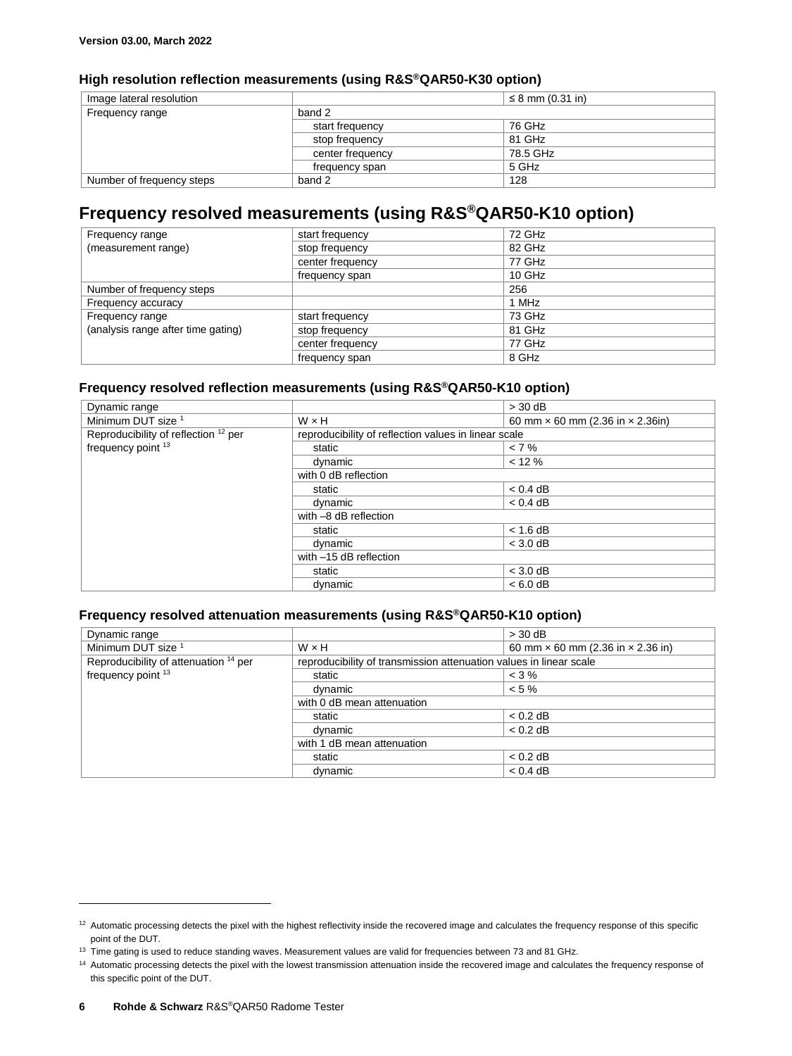### High resolution reflection measurements (using R&S®QAR50-K30 option)

| | | |
|---|---|---|
| Image lateral resolution | | ≤ 8 mm (0.31 in) |
| Frequency range | band 2 | |
| | start frequency | 76 GHz |
| | stop frequency | 81 GHz |
| | center frequency | 78.5 GHz |
| | frequency span | 5 GHz |
| Number of frequency steps | band 2 | 128 |

## Frequency resolved measurements (using R&S®QAR50-K10 option)

| | | |
|---|---|---|
| Frequency range (measurement range) | start frequency | 72 GHz |
| | stop frequency | 82 GHz |
| | center frequency | 77 GHz |
| | frequency span | 10 GHz |
| Number of frequency steps | | 256 |
| Frequency accuracy | | 1 MHz |
| Frequency range (analysis range after time gating) | start frequency | 73 GHz |
| | stop frequency | 81 GHz |
| | center frequency | 77 GHz |
| | frequency span | 8 GHz |

### Frequency resolved reflection measurements (using R&S®QAR50-K10 option)

| | | |
|---|---|---|
| Dynamic range | | > 30 dB |
| Minimum DUT size [1] | W × H | 60 mm × 60 mm (2.36 in × 2.36in) |
| Reproducibility of reflection [12] per frequency point [13] | reproducibility of reflection values in linear scale | |
| | static | < 7 % |
| | dynamic | < 12 % |
| | with 0 dB reflection | |
| | static | < 0.4 dB |
| | dynamic | < 0.4 dB |
| | with –8 dB reflection | |
| | static | < 1.6 dB |
| | dynamic | < 3.0 dB |
| | with –15 dB reflection | |
| | static | < 3.0 dB |
| | dynamic | < 6.0 dB |

### Frequency resolved attenuation measurements (using R&S®QAR50-K10 option)

| | | |
|---|---|---|
| Dynamic range | | > 30 dB |
| Minimum DUT size [1] | W × H | 60 mm × 60 mm (2.36 in × 2.36 in) |
| Reproducibility of attenuation [14] per frequency point [13] | reproducibility of transmission attenuation values in linear scale | |
| | static | < 3 % |
| | dynamic | < 5 % |
| | with 0 dB mean attenuation | |
| | static | < 0.2 dB |
| | dynamic | < 0.2 dB |
| | with 1 dB mean attenuation | |
| | static | < 0.2 dB |
| | dynamic | < 0.4 dB |

---

[12] Automatic processing detects the pixel with the highest reflectivity inside the recovered image and calculates the frequency response of this specific point of the DUT.

[13] Time gating is used to reduce standing waves. Measurement values are valid for frequencies between 73 and 81 GHz.

[14] Automatic processing detects the pixel with the lowest transmission attenuation inside the recovered image and calculates the frequency response of this specific point of the DUT.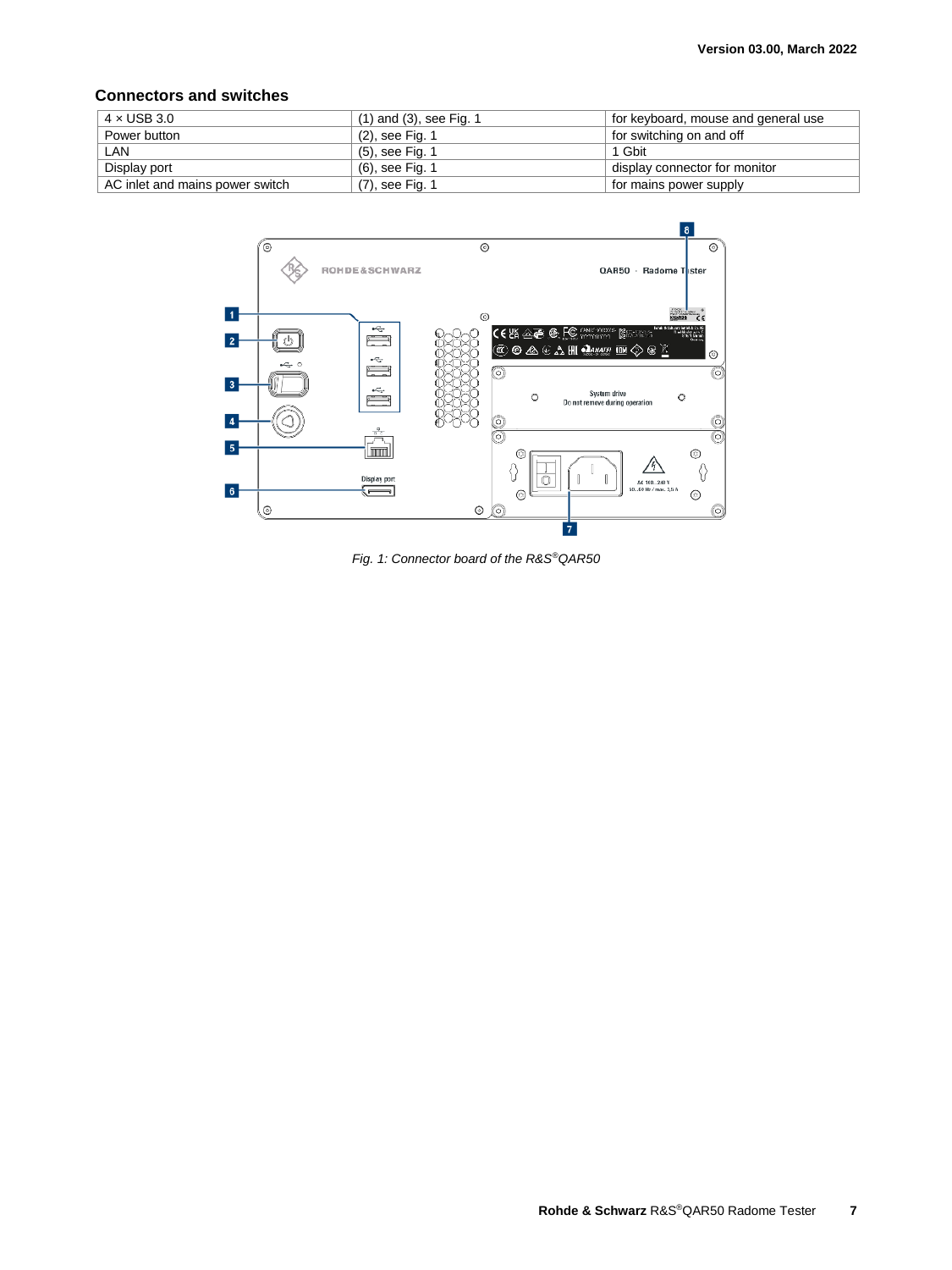## Connectors and switches

| 4 × USB 3.0 | (1) and (3), see Fig. 1 | for keyboard, mouse and general use |
|---|---|---|
| Power button | (2), see Fig. 1 | for switching on and off |
| LAN | (5), see Fig. 1 | 1 Gbit |
| Display port | (6), see Fig. 1 | display connector for monitor |
| AC inlet and mains power switch | (7), see Fig. 1 | for mains power supply |

*Fig. 1: Connector board of the R&S®QAR50*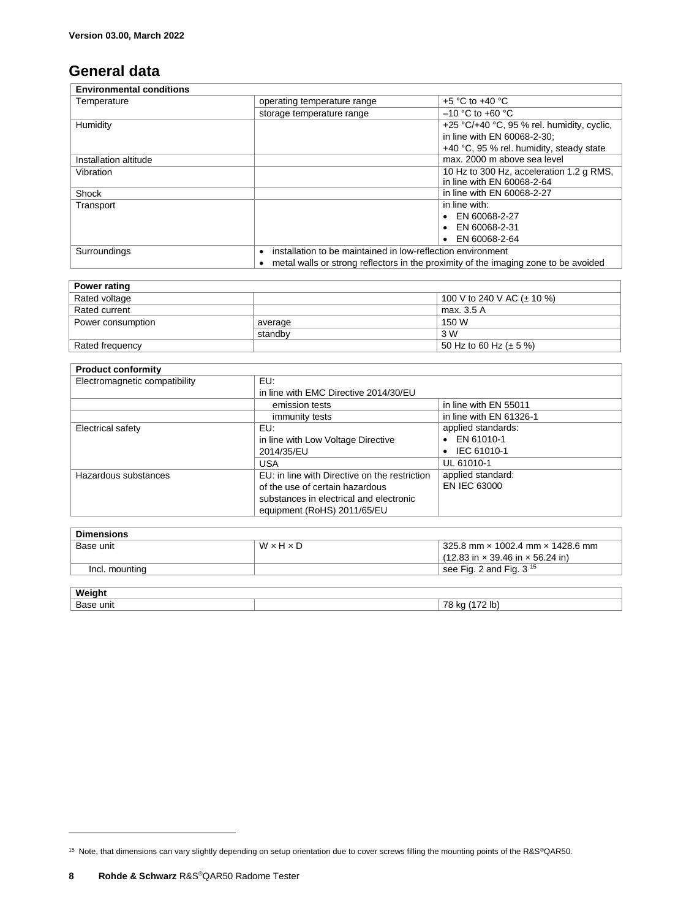## General data

| Environmental conditions | | |
|---|---|---|
| Temperature | operating temperature range | +5 °C to +40 °C |
| | storage temperature range | –10 °C to +60 °C |
| Humidity | | +25 °C/+40 °C, 95 % rel. humidity, cyclic, in line with EN 60068-2-30; +40 °C, 95 % rel. humidity, steady state |
| Installation altitude | | max. 2000 m above sea level |
| Vibration | | 10 Hz to 300 Hz, acceleration 1.2 g RMS, in line with EN 60068-2-64 |
| Shock | | in line with EN 60068-2-27 |
| Transport | | in line with: • EN 60068-2-27 • EN 60068-2-31 • EN 60068-2-64 |
| Surroundings | • installation to be maintained in low-reflection environment • metal walls or strong reflectors in the proximity of the imaging zone to be avoided | |

| Power rating | | |
|---|---|---|
| Rated voltage | | 100 V to 240 V AC (± 10 %) |
| Rated current | | max. 3.5 A |
| Power consumption | average | 150 W |
| | standby | 3 W |
| Rated frequency | | 50 Hz to 60 Hz (± 5 %) |

| Product conformity | | |
|---|---|---|
| Electromagnetic compatibility | EU: in line with EMC Directive 2014/30/EU | |
| | emission tests | in line with EN 55011 |
| | immunity tests | in line with EN 61326-1 |
| Electrical safety | EU: in line with Low Voltage Directive 2014/35/EU | applied standards: • EN 61010-1 • IEC 61010-1 |
| | USA | UL 61010-1 |
| Hazardous substances | EU: in line with Directive on the restriction of the use of certain hazardous substances in electrical and electronic equipment (RoHS) 2011/65/EU | applied standard: EN IEC 63000 |

| Dimensions | | |
|---|---|---|
| Base unit | W × H × D | 325.8 mm × 1002.4 mm × 1428.6 mm (12.83 in × 39.46 in × 56.24 in) |
| Incl. mounting | | see Fig. 2 and Fig. 3 [15] |

| Weight | | |
|---|---|---|
| Base unit | | 78 kg (172 lb) |

[15] Note, that dimensions can vary slightly depending on setup orientation due to cover screws filling the mounting points of the R&S®QAR50.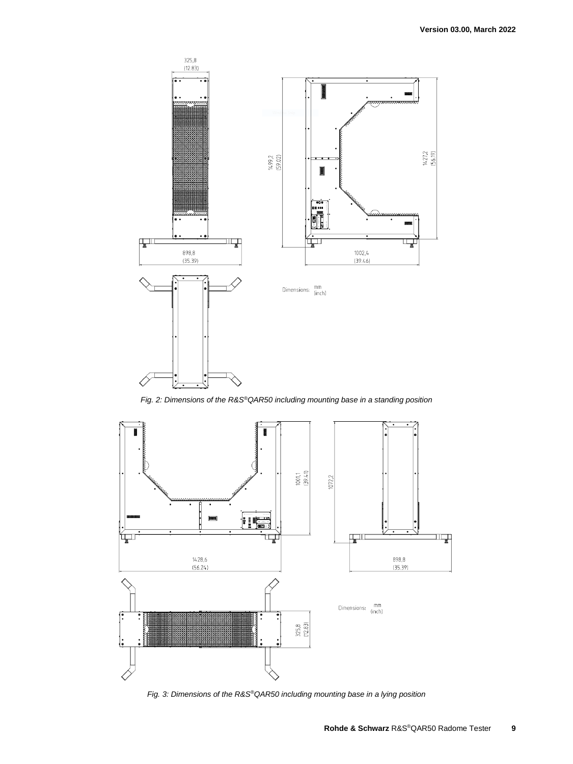325,8
(12.83)

1499,2
(59.02)

1427,2
(56.19)

898,8
(35.39)

1002,4
(39.46)

Dimensions: mm (inch)

*Fig. 2: Dimensions of the R&S®QAR50 including mounting base in a standing position*

1001,1
(39.41)

1072,2

1428,6
(56.24)

898,8
(35.39)

Dimensions: mm (inch)

325,8
(12.83)

*Fig. 3: Dimensions of the R&S®QAR50 including mounting base in a lying position*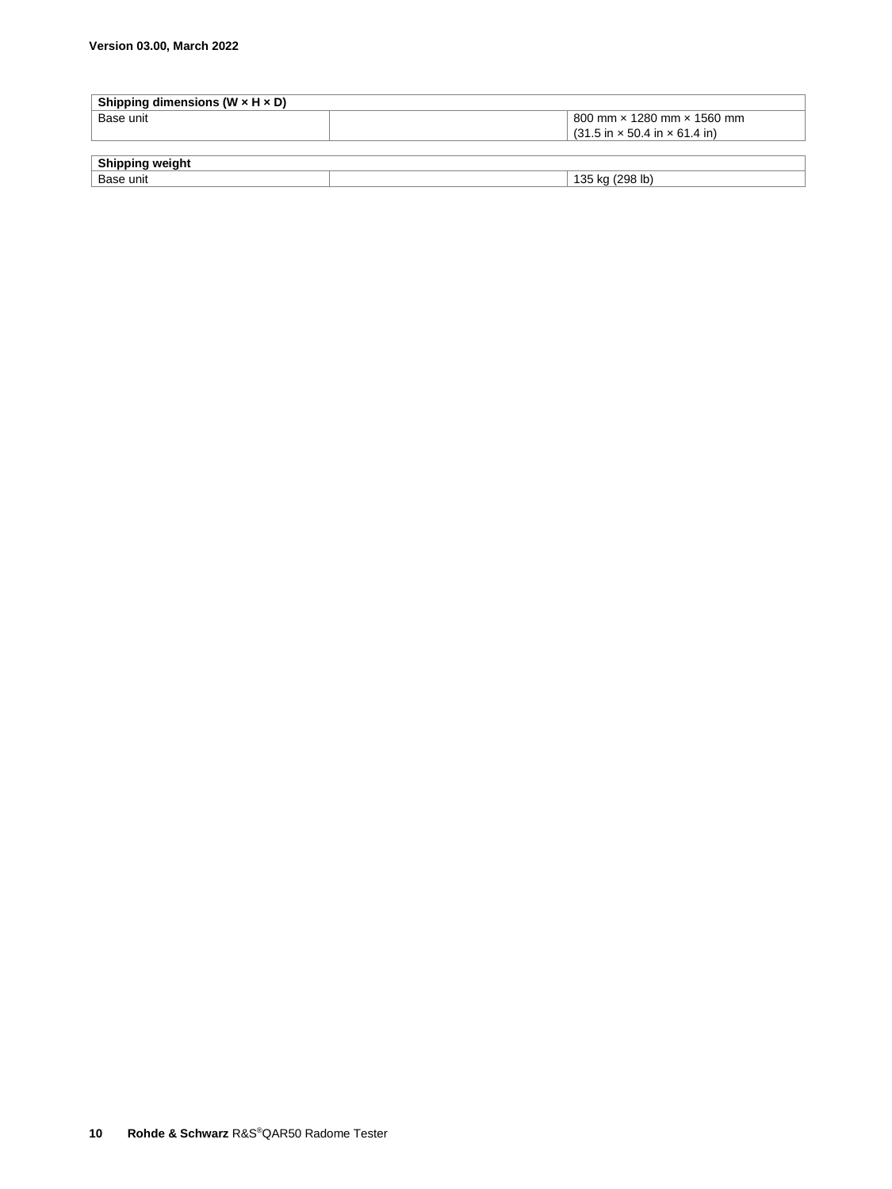| Shipping dimensions (W × H × D) | | |
| --- | --- | --- |
| Base unit | | 800 mm × 1280 mm × 1560 mm (31.5 in × 50.4 in × 61.4 in) |

| Shipping weight | | |
| --- | --- | --- |
| Base unit | | 135 kg (298 lb) |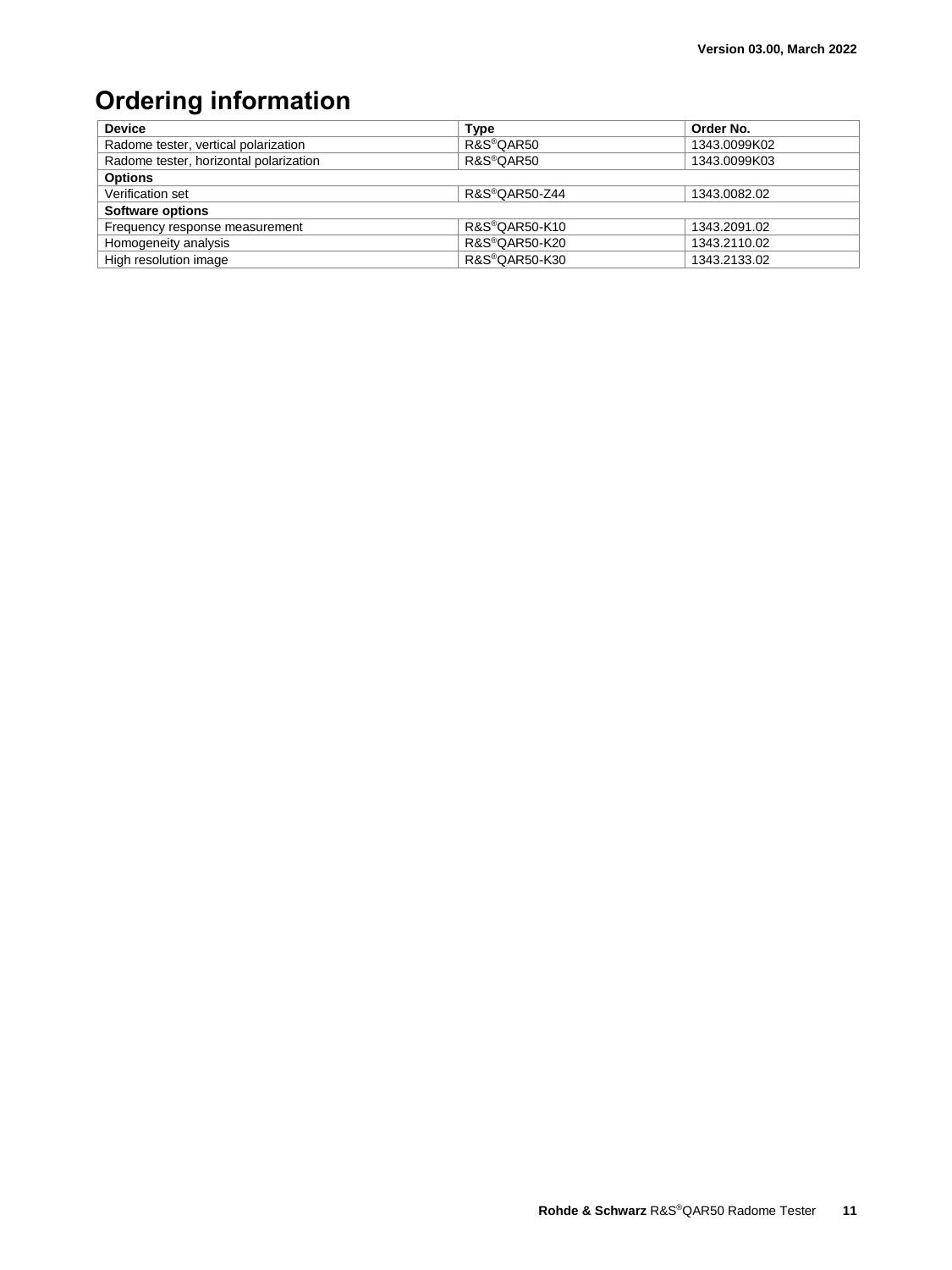# Ordering information

| Device | Type | Order No. |
|---|---|---|
| Radome tester, vertical polarization | R&S®QAR50 | 1343.0099K02 |
| Radome tester, horizontal polarization | R&S®QAR50 | 1343.0099K03 |
| **Options** | | |
| Verification set | R&S®QAR50-Z44 | 1343.0082.02 |
| **Software options** | | |
| Frequency response measurement | R&S®QAR50-K10 | 1343.2091.02 |
| Homogeneity analysis | R&S®QAR50-K20 | 1343.2110.02 |
| High resolution image | R&S®QAR50-K30 | 1343.2133.02 |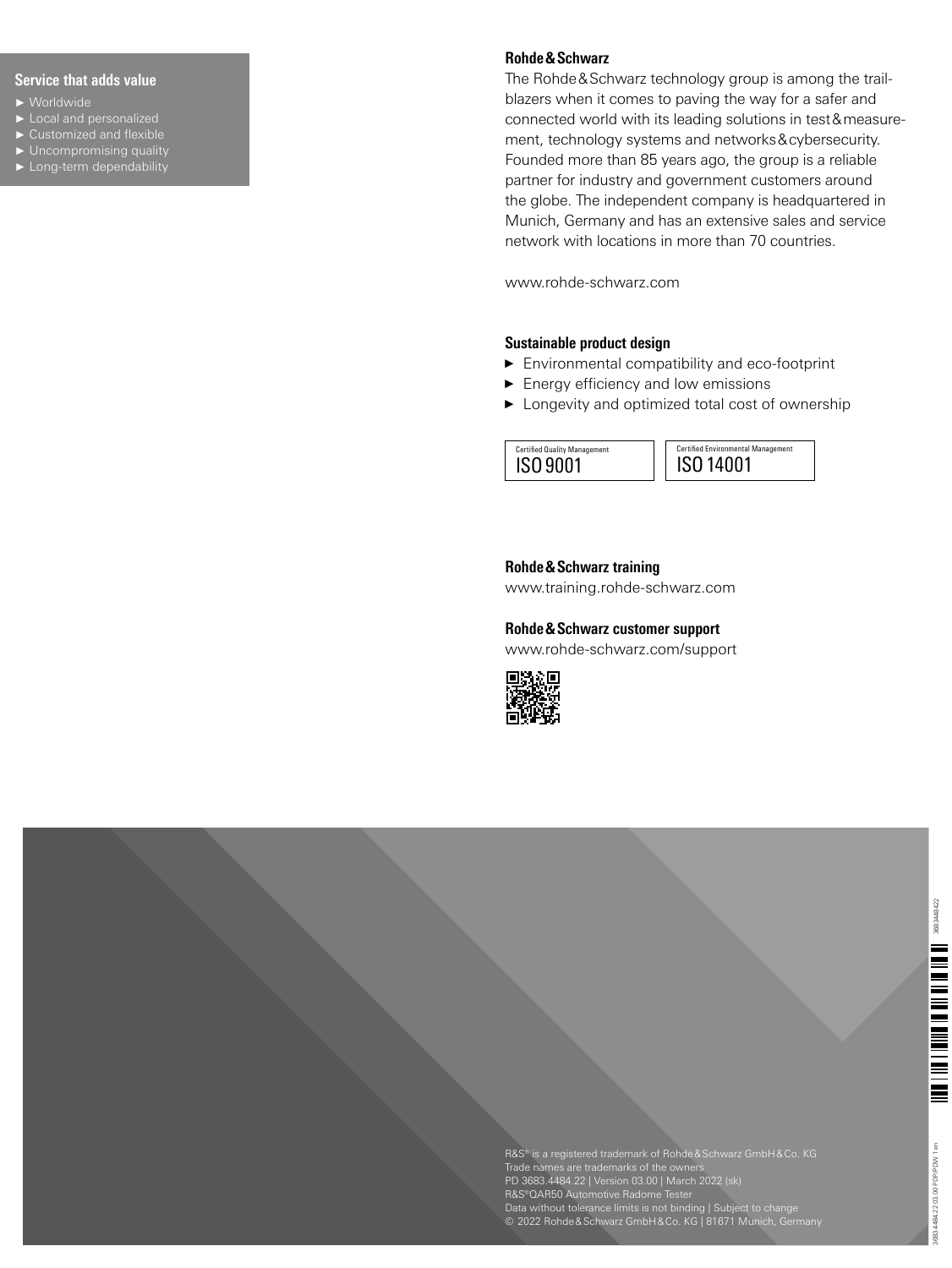### Service that adds value

- Worldwide
- Local and personalized
- Customized and flexible
- Uncompromising quality
- Long-term dependability

### Rohde & Schwarz

The Rohde & Schwarz technology group is among the trailblazers when it comes to paving the way for a safer and connected world with its leading solutions in test & measurement, technology systems and networks & cybersecurity. Founded more than 85 years ago, the group is a reliable partner for industry and government customers around the globe. The independent company is headquartered in Munich, Germany and has an extensive sales and service network with locations in more than 70 countries.

www.rohde-schwarz.com

### Sustainable product design

- Environmental compatibility and eco-footprint
- Energy efficiency and low emissions
- Longevity and optimized total cost of ownership

Certified Quality Management
ISO 9001

Certified Environmental Management
ISO 14001

### Rohde & Schwarz training

www.training.rohde-schwarz.com

### Rohde & Schwarz customer support

www.rohde-schwarz.com/support

R&S® is a registered trademark of Rohde & Schwarz GmbH & Co. KG
Trade names are trademarks of the owners
PD 3683.4484.22 | Version 03.00 | March 2022 (sk)
R&S®QAR50 Automotive Radome Tester
Data without tolerance limits is not binding | Subject to change
© 2022 Rohde & Schwarz GmbH & Co. KG | 81671 Munich, Germany

3683448422

3683.4484.22 03.00 PDP/PDW 1 en